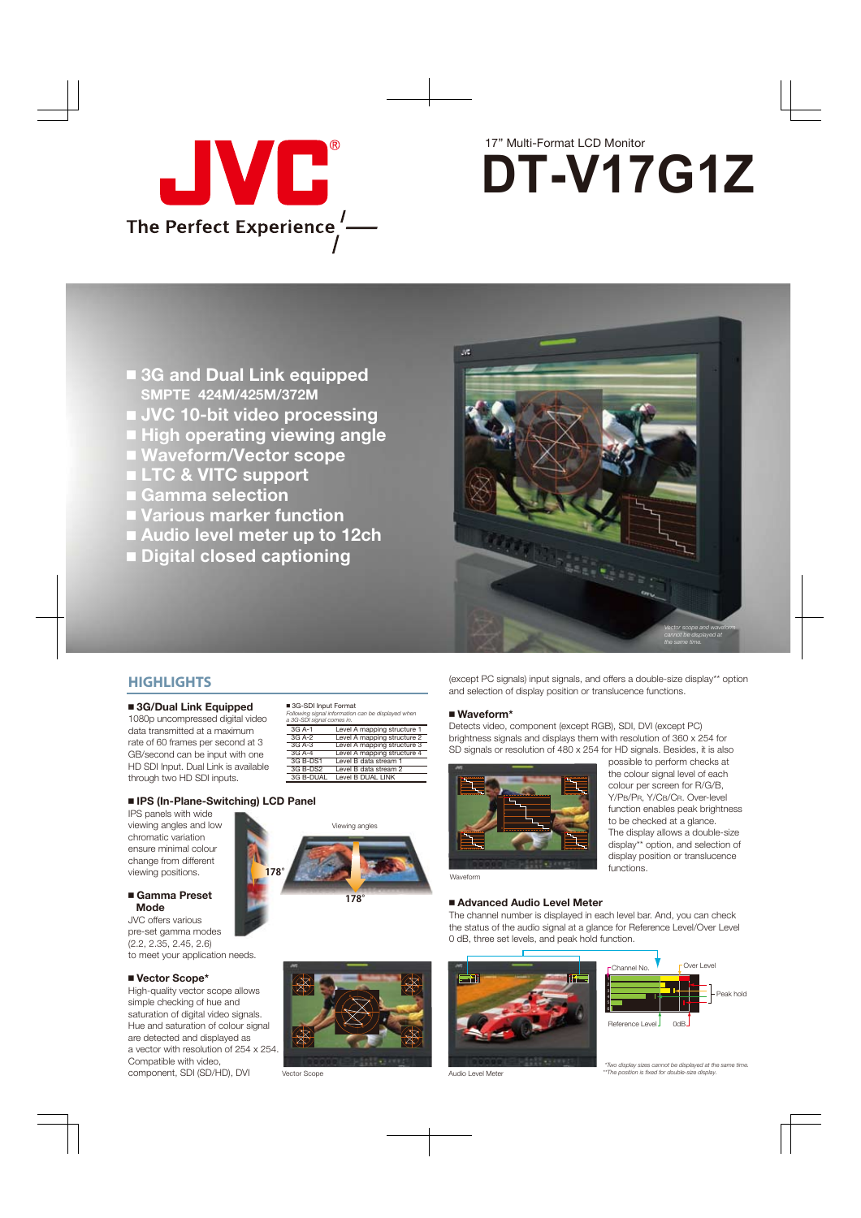# JVC

The Perfect Experience

17" Multi-Format LCD Monitor

# DT-V17G1Z

- 3G and Dual Link equipped
  SMPTE 424M/425M/372M
- JVC 10-bit video processing
- High operating viewing angle
- Waveform/Vector scope
- LTC & VITC support
- Gamma selection
- Various marker function
- Audio level meter up to 12ch
- Digital closed captioning

*Vector scope and waveform cannot be displayed at the same time.*

## HIGHLIGHTS

### ■ 3G/Dual Link Equipped

1080p uncompressed digital video data transmitted at a maximum rate of 60 frames per second at 3 GB/second can be input with one HD SDI Input. Dual Link is available through two HD SDI inputs.

■ 3G-SDI Input Format

*Following signal information can be displayed when a 3G-SDI signal comes in.*

| | |
|---|---|
| 3G A-1 | Level A mapping structure 1 |
| 3G A-2 | Level A mapping structure 2 |
| 3G A-3 | Level A mapping structure 3 |
| 3G A-4 | Level A mapping structure 4 |
| 3G B-DS1 | Level B data stream 1 |
| 3G B-DS2 | Level B data stream 2 |
| 3G B-DUAL | Level B DUAL LINK |

### ■ IPS (In-Plane-Switching) LCD Panel

IPS panels with wide viewing angles and low chromatic variation ensure minimal colour change from different viewing positions.

Viewing angles

178°

178°

### ■ Gamma Preset Mode

JVC offers various pre-set gamma modes (2.2, 2.35, 2.45, 2.6) to meet your application needs.

### ■ Vector Scope*

High-quality vector scope allows simple checking of hue and saturation of digital video signals. Hue and saturation of colour signal are detected and displayed as a vector with resolution of 254 x 254. Compatible with video, component, SDI (SD/HD), DVI (except PC signals) input signals, and offers a double-size display** option and selection of display position or translucence functions.

Vector Scope

### ■ Waveform*

Detects video, component (except RGB), SDI, DVI (except PC) brightness signals and displays them with resolution of 360 x 254 for HD signals or resolution of 480 x 254 for SD signals. Besides, it is also possible to perform checks at the colour signal level of each colour per screen for R/G/B, Y/PB/PR, Y/CB/CR. Over-level function enables peak brightness to be checked at a glance. The display allows a double-size display** option, and selection of display position or translucence functions.

Waveform

### ■ Advanced Audio Level Meter

The channel number is displayed in each level bar. And, you can check the status of the audio signal at a glance for Reference Level/Over Level 0 dB, three set levels, and peak hold function.

Channel No. Over Level Peak hold Reference Level 0dB

Audio Level Meter

*Two display sizes cannot be displayed at the same time.
**The position is fixed for double-size display.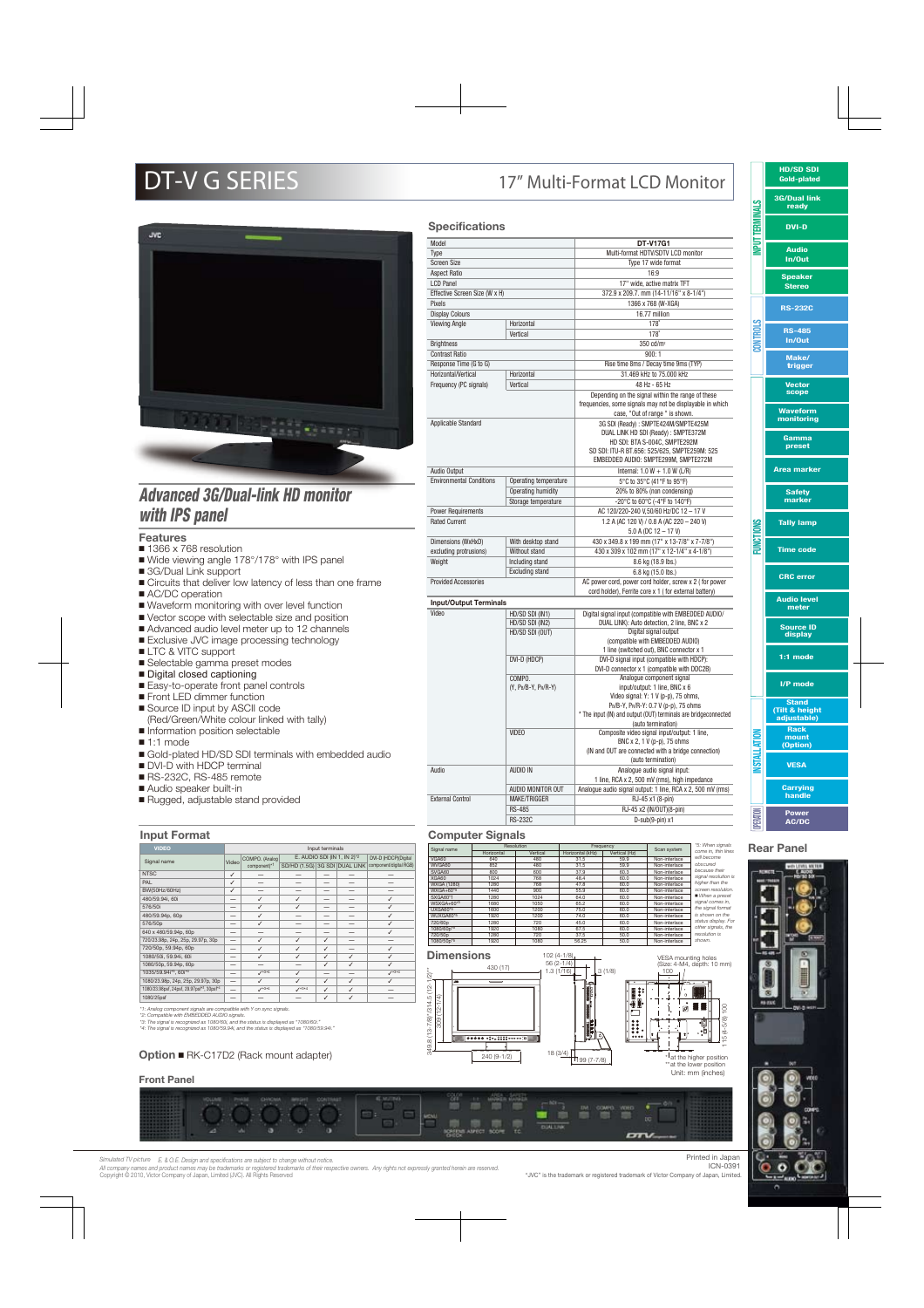# DT-V G SERIES

## 17" Multi-Format LCD Monitor

### Advanced 3G/Dual-link HD monitor with IPS panel

### Features

- 1366 x 768 resolution
- Wide viewing angle 178°/178° with IPS panel
- 3G/Dual Link support
- Circuits that deliver low latency of less than one frame
- AC/DC operation
- Waveform monitoring with over level function
- Vector scope with selectable size and position
- Advanced audio level meter up to 12 channels
- Exclusive JVC image processing technology
- LTC & VITC support
- Selectable gamma preset modes
- Digital closed captioning
- Easy-to-operate front panel controls
- Front LED dimmer function
- Source ID input by ASCII code (Red/Green/White colour linked with tally)
- Information position selectable
- 1:1 mode
- Gold-plated HD/SD SDI terminals with embedded audio
- DVI-D with HDCP terminal
- RS-232C, RS-485 remote
- Audio speaker built-in
- Rugged, adjustable stand provided

### Specifications

| | | |
|---|---|---|
| Model | | DT-V17G1 |
| Type | | Multi-format HDTV/SDTV LCD monitor |
| Screen Size | | Type 17 wide format |
| Aspect Ratio | | 16:9 |
| LCD Panel | | 17" wide, active matrix TFT |
| Effective Screen Size (W x H) | | 372.9 x 209.7. mm (14-11/16" x 8-1/4") |
| Pixels | | 1366 x 768 (W-XGA) |
| Display Colours | | 16.77 million |
| Viewing Angle | Horizontal | 178° |
| | Vertical | 178° |
| Brightness | | 350 cd/m² |
| Contrast Ratio | | 900: 1 |
| Response Time (G to G) | | Rise time 8ms / Decay time 9ms (TYP) |
| Horizontal/Vertical Frequency (PC signals) | Horizontal | 31.469 kHz to 75.000 kHz |
| | Vertical | 48 Hz - 65 Hz |
| | | Depending on the signal within the range of these frequencies, some signals may not be displayable in which case, "Out of range " is shown. |
| Applicable Standard | | 3G SDI (Ready) : SMPTE424M/SMPTE425M DUAL LINK HD SDI (Ready) : SMPTE372M HD SDI: BTA S-004C, SMPTE292M SD SDI: ITU-R BT.656: 525/625, SMPTE259M: 525 EMBEDDED AUDIO: SMPTE299M, SMPTE272M |
| Audio Output | | Internal: 1.0 W + 1.0 W (L/R) |
| Environmental Conditions | Operating temperature | 5°C to 35°C (41°F to 95°F) |
| | Operating humidity | 20% to 80% (non condensing) |
| | Storage temperature | -20°C to 60°C (-4°F to 140°F) |
| Power Requirements | | AC 120/220-240 V,50/60 Hz/DC 12 – 17 V |
| Rated Current | | 1.2 A (AC 120 V) / 0.8 A (AC 220 – 240 V) 5.0 A (DC 12 – 17 V) |
| Dimensions (WxHxD) excluding protrusions) | With desktop stand | 430 x 349.8 x 199 mm (17" x 13-7/8" x 7-7/8") |
| | Without stand | 430 x 309 x 102 mm (17" x 12-1/4" x 4-1/8") |
| Weight | Including stand | 8.6 kg (18.9 lbs.) |
| | Excluding stand | 6.8 kg (15.0 lbs.) |
| Provided Accessories | | AC power cord, power cord holder, screw x 2 ( for power cord holder), Ferrite core x 1 ( for external battery) |

#### Input/Output Terminals

| | | |
|---|---|---|
| Video | HD/SD SDI (IN1) | Digital signal input (compatible with EMBEDDED AUDIO/ DUAL LINK): Auto detection, 2 line, BNC x 2 |
| | HD/SD SDI (IN2) | |
| | HD/SD SDI (OUT) | Digital signal output (compatible with EMBEDDED AUDIO) 1 line (switched out), BNC connector x 1 |
| | DVI-D (HDCP) | DVI-D signal input (compatible with HDCP): DVI-D connector x 1 (compatible with DDC2B) |
| | COMPO. (Y, Pb/B-Y, Pr/R-Y) | Analogue component signal input/output: 1 line, BNC x 6 Video signal: Y: 1 V (p-p), 75 ohms, Pb/B-Y, Pr/R-Y: 0.7 V (p-p), 75 ohms * The input (IN) and output (OUT) terminals are bridge-connected (auto termination) |
| | VIDEO | Composite video signal input/output: 1 line, BNC x 2, 1 V (p-p), 75 ohms (IN and OUT are connected with a bridge connection) (auto termination) |
| Audio | AUDIO IN | Analogue audio signal input: 1 line, RCA x 2, 500 mV (rms), high impedance |
| | AUDIO MONITOR OUT | Analogue audio signal output: 1 line, RCA x 2, 500 mV (rms) |
| External Control | MAKE/TRIGGER | RJ-45 x1 (8-pin) |
| | RS-485 | RJ-45 x2 (IN/OUT)(8-pin) |
| | RS-232C | D-sub(9-pin) x1 |

### Input Format

| VIDEO Signal name | Video | COMPO. (Analog component)*1 | E. AUDIO SDI (IN 1, IN 2)*2 SD/HD (1.5G) | 3G SDI | DUAL LINK | DVI-D (HDCP)(Digital component/digital RGB) |
|---|---|---|---|---|---|---|
| NTSC | ✓ | — | — | — | — | — |
| PAL | ✓ | — | — | — | — | — |
| B/W(50Hz/60Hz) | ✓ | — | — | — | — | — |
| 480/59.94i, 60i | — | ✓ | ✓ | — | — | ✓ |
| 576/50i | — | ✓ | ✓ | — | — | ✓ |
| 480/59.94p, 60p | — | ✓ | — | — | — | ✓ |
| 576/50p | — | ✓ | — | — | — | ✓ |
| 640 x 480/59.94p, 60p | — | — | — | — | — | ✓ |
| 720/23.98p, 24p, 25p, 29.97p, 30p | — | ✓ | ✓ | ✓ | — | — |
| 720/50p, 59.94p, 60p | — | ✓ | ✓ | ✓ | — | ✓ |
| 1080/50i, 59.94i, 60i | — | ✓ | ✓ | ✓ | ✓ | ✓ |
| 1080/50p, 59.94p, 60p | — | — | — | ✓ | ✓ | ✓ |
| 1035/59.94i*3, 60i*4 | — | ✓*3*4 | ✓ | — | — | ✓*3*4 |
| 1080/23.98p, 24p, 25p, 29.97p, 30p | — | ✓ | ✓ | ✓ | ✓ | ✓ |
| 1080/23.98psf, 24psf, 29.97psf*3, 30psf*4 | — | ✓*3*4 | ✓*3*4 | ✓ | ✓ | — |
| 1080/25psf | — | — | — | ✓ | ✓ | — |

*1: Analog component signals are compatible with Y on sync signals.
*2: Compatible with EMBEDDED AUDIO signals.
*3: The signal is recognised as 1080/60i, and the status is displayed as "1080/60i."
*4: The signal is recognised as 1080/59.94i, and the status is displayed as "1080/59.94i."

### Computer Signals

| Signal name | Resolution Horizontal | Resolution Vertical | Frequency Horizontal (kHz) | Frequency Vertical (Hz) | Scan system |
|---|---|---|---|---|---|
| VGA60 | 640 | 480 | 31.5 | 59.9 | Non-interlace |
| WVGA60 | 852 | 480 | 31.5 | 59.9 | Non-interlace |
| SVGA60 | 800 | 600 | 37.9 | 60.3 | Non-interlace |
| XGA60 | 1024 | 768 | 48.4 | 60.0 | Non-interlace |
| WXGA (1280) | 1280 | 768 | 47.8 | 60.0 | Non-interlace |
| WXGA+60*5 | 1440 | 900 | 55.9 | 60.0 | Non-interlace |
| SXGA60*5 | 1280 | 1024 | 64.0 | 60.0 | Non-interlace |
| WSXGA+60*5 | 1680 | 1050 | 65.2 | 60.0 | Non-interlace |
| UXGA60*5 | 1600 | 1200 | 75.0 | 60.0 | Non-interlace |
| WUXGA60*5 | 1920 | 1200 | 74.0 | 60.0 | Non-interlace |
| 720/60p | 1280 | 720 | 45.0 | 60.0 | Non-interlace |
| 1080/60p*5 | 1920 | 1080 | 67.5 | 60.0 | Non-interlace |
| 720/50p | 1280 | 720 | 37.5 | 50.0 | Non-interlace |
| 1080/50p*5 | 1920 | 1080 | 56.25 | 50.0 | Non-interlace |

*5: When signals come in, thin lines will become obscured because their signal resolution is higher than the screen resolution.
■When a preset signal comes in, the signal format is shown on the status display. For other signals, the resolution is shown.

### Dimensions

430 (17)
102 (4-1/8)
56 (2-1/4)
1.3 (1/16)
3 (1/8)
VESA mounting holes (Size: 4-M4, depth: 10 mm)
100
349.8 (13-7/8)/314.5 (12-1/2)*
309 (12-1/4)
240 (9-1/2)
18 (3/4)
199 (7-7/8)
115 (4-5/8)
100
*at the higher position
**at the lower position
Unit: mm (inches)

### Option ■ RK-C17D2 (Rack mount adapter)

### Front Panel

### Rear Panel

**INPUT TERMINALS**
- HD/SD SDI Gold-plated
- 3G/Dual link ready
- DVI-D
- Audio In/Out
- Speaker Stereo

**CONTROLS**
- RS-232C
- RS-485 In/Out
- Make/ trigger

**FUNCTIONS**
- Vector scope
- Waveform monitoring
- Gamma preset
- Area marker
- Safety marker
- Tally lamp
- Time code
- CRC error
- Audio level meter
- Source ID display
- 1:1 mode
- I/P mode

**INSTALLATION**
- Stand (Tilt & height adjustable)
- Rack mount (Option)
- VESA
- Carrying handle

**OPERATION**
- Power AC/DC

Simulated TV picture E. & O.E. Design and specifications are subject to change without notice.
All company names and product names may be trademarks or registered trademarks of their respective owners. Any rights not expressly granted herein are reserved.
Copyright © 2010, Victor Company of Japan, Limited (JVC). All Rights Reserved

Printed in Japan
ICN-0391
"JVC" is the trademark or registered trademark of Victor Company of Japan, Limited.